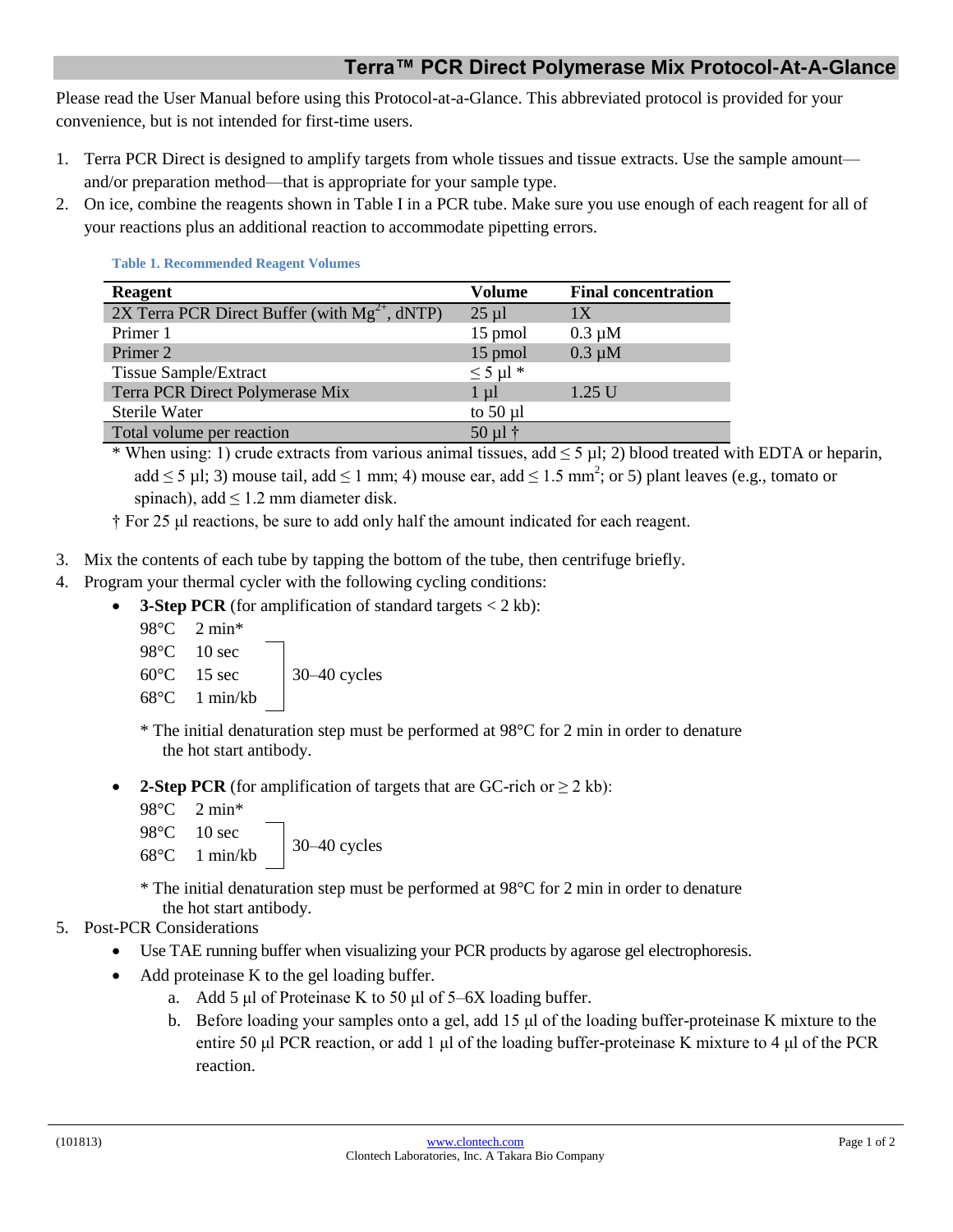# Terra™ PCR Direct Polymerase Mix Protocol-At-A-Glance

Please read the User Manual before using this Protocol-at-a-Glance. This abbreviated protocol is provided for your convenience, but is not intended for first-time users.

1. Terra PCR Direct is designed to amplify targets from whole tissues and tissue extracts. Use the sample amount—and/or preparation method—that is appropriate for your sample type.
2. On ice, combine the reagents shown in Table I in a PCR tube. Make sure you use enough of each reagent for all of your reactions plus an additional reaction to accommodate pipetting errors.

**Table 1. Recommended Reagent Volumes**

| Reagent | Volume | Final concentration |
|---|---|---|
| 2X Terra PCR Direct Buffer (with $Mg^{2+}$, dNTP) | 25 µl | 1X |
| Primer 1 | 15 pmol | 0.3 µM |
| Primer 2 | 15 pmol | 0.3 µM |
| Tissue Sample/Extract | ≤ 5 µl * | |
| Terra PCR Direct Polymerase Mix | 1 µl | 1.25 U |
| Sterile Water | to 50 µl | |
| Total volume per reaction | 50 µl † | |

\* When using: 1) crude extracts from various animal tissues, add ≤ 5 µl; 2) blood treated with EDTA or heparin, add ≤ 5 µl; 3) mouse tail, add ≤ 1 mm; 4) mouse ear, add ≤ 1.5 $mm^2$; or 5) plant leaves (e.g., tomato or spinach), add ≤ 1.2 mm diameter disk.

† For 25 µl reactions, be sure to add only half the amount indicated for each reagent.

3. Mix the contents of each tube by tapping the bottom of the tube, then centrifuge briefly.
4. Program your thermal cycler with the following cycling conditions:
   - **3-Step PCR** (for amplification of standard targets < 2 kb):

     98°C 2 min*
     98°C 10 sec
     60°C 15 sec
     68°C 1 min/kb
     (30–40 cycles for the last three steps)

     \* The initial denaturation step must be performed at 98°C for 2 min in order to denature the hot start antibody.

   - **2-Step PCR** (for amplification of targets that are GC-rich or ≥ 2 kb):

     98°C 2 min*
     98°C 10 sec
     68°C 1 min/kb
     (30–40 cycles for the last two steps)

     \* The initial denaturation step must be performed at 98°C for 2 min in order to denature the hot start antibody.
5. Post-PCR Considerations
   - Use TAE running buffer when visualizing your PCR products by agarose gel electrophoresis.
   - Add proteinase K to the gel loading buffer.
     a. Add 5 µl of Proteinase K to 50 µl of 5–6X loading buffer.
     b. Before loading your samples onto a gel, add 15 µl of the loading buffer-proteinase K mixture to the entire 50 µl PCR reaction, or add 1 µl of the loading buffer-proteinase K mixture to 4 µl of the PCR reaction.

(101813) www.clontech.com
Clontech Laboratories, Inc. A Takara Bio Company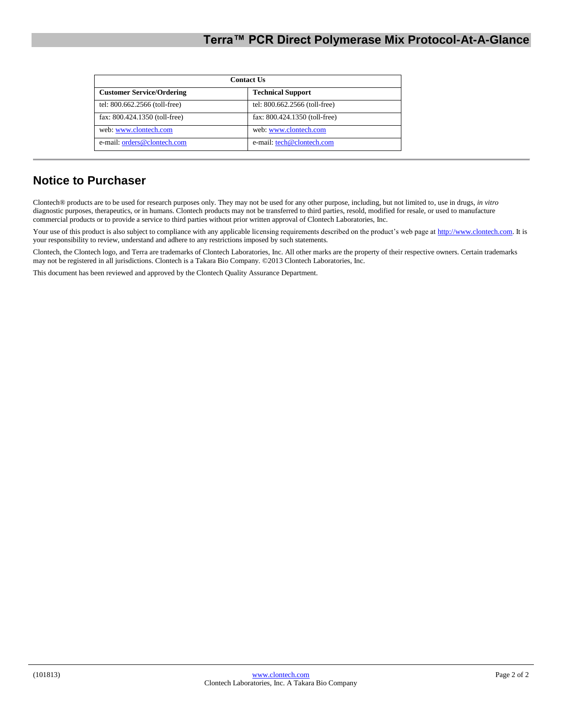| Contact Us | |
|---|---|
| **Customer Service/Ordering** | **Technical Support** |
| tel: 800.662.2566 (toll-free) | tel: 800.662.2566 (toll-free) |
| fax: 800.424.1350 (toll-free) | fax: 800.424.1350 (toll-free) |
| web: www.clontech.com | web: www.clontech.com |
| e-mail: orders@clontech.com | e-mail: tech@clontech.com |

## Notice to Purchaser

Clontech® products are to be used for research purposes only. They may not be used for any other purpose, including, but not limited to, use in drugs, *in vitro* diagnostic purposes, therapeutics, or in humans. Clontech products may not be transferred to third parties, resold, modified for resale, or used to manufacture commercial products or to provide a service to third parties without prior written approval of Clontech Laboratories, Inc.

Your use of this product is also subject to compliance with any applicable licensing requirements described on the product's web page at http://www.clontech.com. It is your responsibility to review, understand and adhere to any restrictions imposed by such statements.

Clontech, the Clontech logo, and Terra are trademarks of Clontech Laboratories, Inc. All other marks are the property of their respective owners. Certain trademarks may not be registered in all jurisdictions. Clontech is a Takara Bio Company. ©2013 Clontech Laboratories, Inc.

This document has been reviewed and approved by the Clontech Quality Assurance Department.